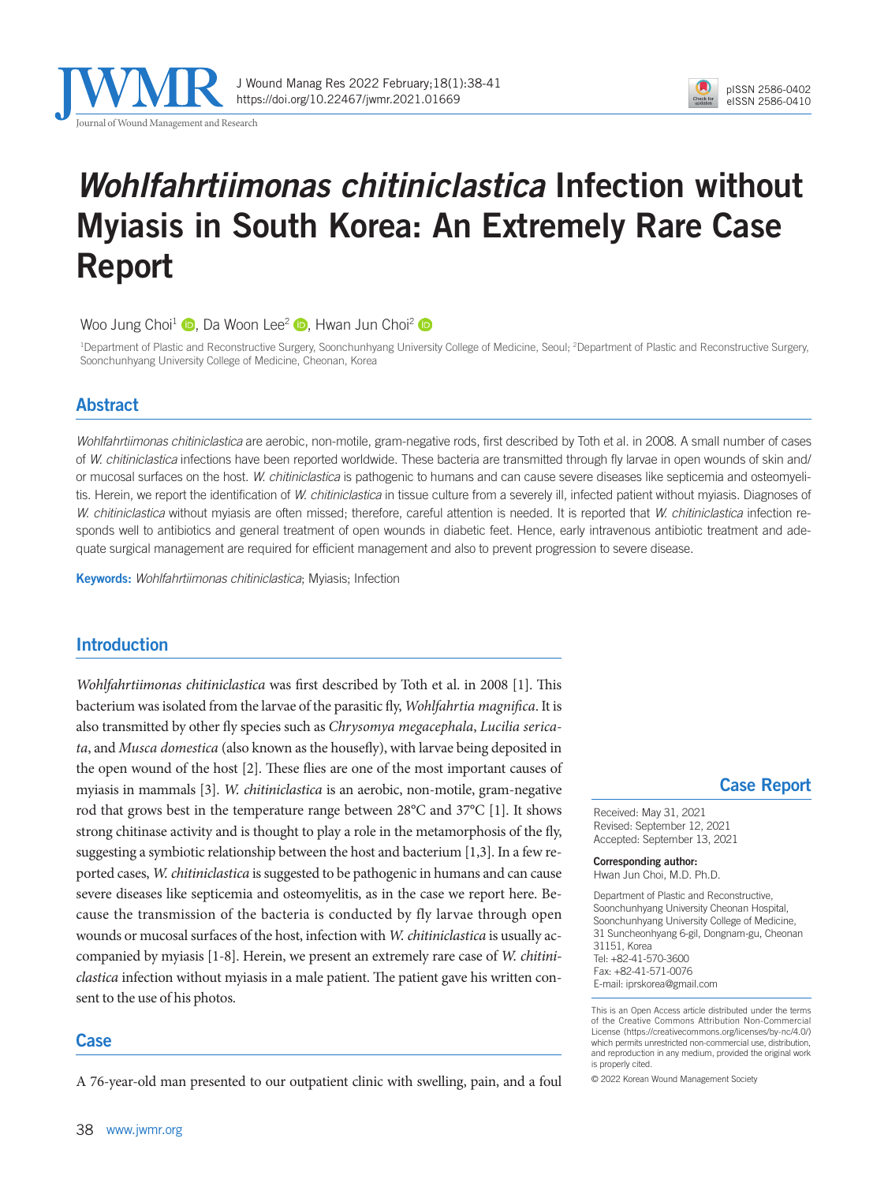# *Wohlfahrtiimonas chitiniclastica* Infection without Myiasis in South Korea: An Extremely Rare Case Report

Woo Jung Choi[1], Da Woon Lee[2], Hwan Jun Choi[2]

[1]Department of Plastic and Reconstructive Surgery, Soonchunhyang University College of Medicine, Seoul; [2]Department of Plastic and Reconstructive Surgery, Soonchunhyang University College of Medicine, Cheonan, Korea

## Abstract

*Wohlfahrtiimonas chitiniclastica* are aerobic, non-motile, gram-negative rods, first described by Toth et al. in 2008. A small number of cases of *W. chitiniclastica* infections have been reported worldwide. These bacteria are transmitted through fly larvae in open wounds of skin and/or mucosal surfaces on the host. *W. chitiniclastica* is pathogenic to humans and can cause severe diseases like septicemia and osteomyelitis. Herein, we report the identification of *W. chitiniclastica* in tissue culture from a severely ill, infected patient without myiasis. Diagnoses of *W. chitiniclastica* without myiasis are often missed; therefore, careful attention is needed. It is reported that *W. chitiniclastica* infection responds well to antibiotics and general treatment of open wounds in diabetic feet. Hence, early intravenous antibiotic treatment and adequate surgical management are required for efficient management and also to prevent progression to severe disease.

**Keywords:** *Wohlfahrtiimonas chitiniclastica*; Myiasis; Infection

## Introduction

*Wohlfahrtiimonas chitiniclastica* was first described by Toth et al. in 2008 [1]. This bacterium was isolated from the larvae of the parasitic fly, *Wohlfahrtia magnifica*. It is also transmitted by other fly species such as *Chrysomya megacephala*, *Lucilia sericata*, and *Musca domestica* (also known as the housefly), with larvae being deposited in the open wound of the host [2]. These flies are one of the most important causes of myiasis in mammals [3]. *W. chitiniclastica* is an aerobic, non-motile, gram-negative rod that grows best in the temperature range between 28°C and 37°C [1]. It shows strong chitinase activity and is thought to play a role in the metamorphosis of the fly, suggesting a symbiotic relationship between the host and bacterium [1,3]. In a few reported cases, *W. chitiniclastica* is suggested to be pathogenic in humans and can cause severe diseases like septicemia and osteomyelitis, as in the case we report here. Because the transmission of the bacteria is conducted by fly larvae through open wounds or mucosal surfaces of the host, infection with *W. chitiniclastica* is usually accompanied by myiasis [1-8]. Herein, we present an extremely rare case of *W. chitiniclastica* infection without myiasis in a male patient. The patient gave his written consent to the use of his photos.

## Case

A 76-year-old man presented to our outpatient clinic with swelling, pain, and a foul

**Case Report**

Received: May 31, 2021
Revised: September 12, 2021
Accepted: September 13, 2021

**Corresponding author:**
Hwan Jun Choi, M.D. Ph.D.

Department of Plastic and Reconstructive, Soonchunhyang University Cheonan Hospital, Soonchunhyang University College of Medicine, 31 Suncheonhyang 6-gil, Dongnam-gu, Cheonan 31151, Korea
Tel: +82-41-570-3600
Fax: +82-41-571-0076
E-mail: iprskorea@gmail.com

This is an Open Access article distributed under the terms of the Creative Commons Attribution Non-Commercial License (https://creativecommons.org/licenses/by-nc/4.0/) which permits unrestricted non-commercial use, distribution, and reproduction in any medium, provided the original work is properly cited.

© 2022 Korean Wound Management Society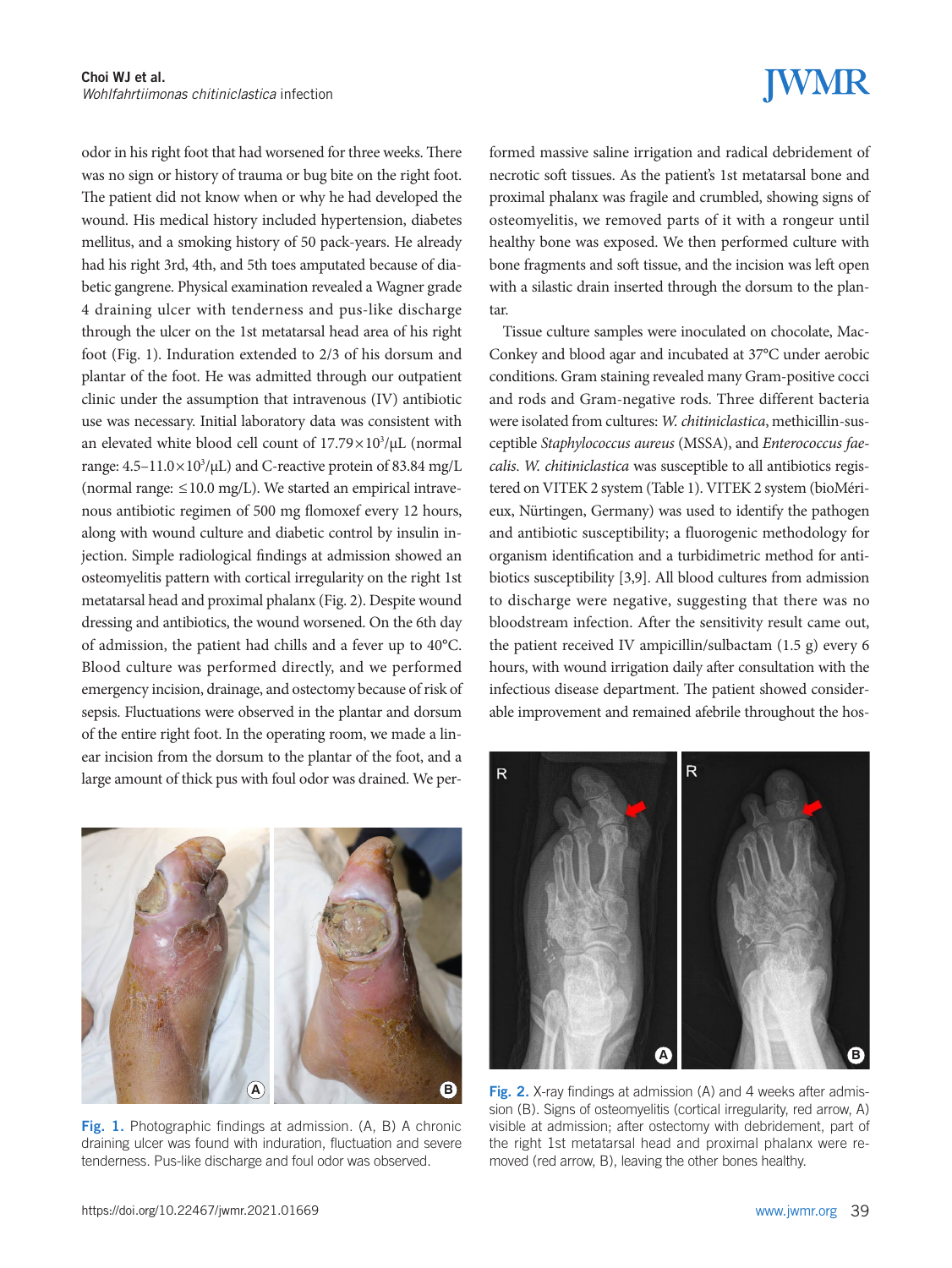odor in his right foot that had worsened for three weeks. There was no sign or history of trauma or bug bite on the right foot. The patient did not know when or why he had developed the wound. His medical history included hypertension, diabetes mellitus, and a smoking history of 50 pack-years. He already had his right 3rd, 4th, and 5th toes amputated because of diabetic gangrene. Physical examination revealed a Wagner grade 4 draining ulcer with tenderness and pus-like discharge through the ulcer on the 1st metatarsal head area of his right foot (Fig. 1). Induration extended to 2/3 of his dorsum and plantar of the foot. He was admitted through our outpatient clinic under the assumption that intravenous (IV) antibiotic use was necessary. Initial laboratory data was consistent with an elevated white blood cell count of $17.79 \times 10^3/\mu L$ (normal range: $4.5–11.0 \times 10^3/\mu L$) and C-reactive protein of 83.84 mg/L (normal range: $\leq$10.0 mg/L). We started an empirical intravenous antibiotic regimen of 500 mg flomoxef every 12 hours, along with wound culture and diabetic control by insulin injection. Simple radiological findings at admission showed an osteomyelitis pattern with cortical irregularity on the right 1st metatarsal head and proximal phalanx (Fig. 2). Despite wound dressing and antibiotics, the wound worsened. On the 6th day of admission, the patient had chills and a fever up to 40°C. Blood culture was performed directly, and we performed emergency incision, drainage, and ostectomy because of risk of sepsis. Fluctuations were observed in the plantar and dorsum of the entire right foot. In the operating room, we made a linear incision from the dorsum to the plantar of the foot, and a large amount of thick pus with foul odor was drained. We performed massive saline irrigation and radical debridement of necrotic soft tissues. As the patient's 1st metatarsal bone and proximal phalanx was fragile and crumbled, showing signs of osteomyelitis, we removed parts of it with a rongeur until healthy bone was exposed. We then performed culture with bone fragments and soft tissue, and the incision was left open with a silastic drain inserted through the dorsum to the plantar.

Tissue culture samples were inoculated on chocolate, MacConkey and blood agar and incubated at 37°C under aerobic conditions. Gram staining revealed many Gram-positive cocci and rods and Gram-negative rods. Three different bacteria were isolated from cultures: *W. chitiniclastica*, methicillin-susceptible *Staphylococcus aureus* (MSSA), and *Enterococcus faecalis*. *W. chitiniclastica* was susceptible to all antibiotics registered on VITEK 2 system (Table 1). VITEK 2 system (bioMérieux, Nürtingen, Germany) was used to identify the pathogen and antibiotic susceptibility; a fluorogenic methodology for organism identification and a turbidimetric method for antibiotics susceptibility [3,9]. All blood cultures from admission to discharge were negative, suggesting that there was no bloodstream infection. After the sensitivity result came out, the patient received IV ampicillin/sulbactam (1.5 g) every 6 hours, with wound irrigation daily after consultation with the infectious disease department. The patient showed considerable improvement and remained afebrile throughout the hos-

Fig. 1. Photographic findings at admission. (A, B) A chronic draining ulcer was found with induration, fluctuation and severe tenderness. Pus-like discharge and foul odor was observed.

Fig. 2. X-ray findings at admission (A) and 4 weeks after admission (B). Signs of osteomyelitis (cortical irregularity, red arrow, A) visible at admission; after ostectomy with debridement, part of the right 1st metatarsal head and proximal phalanx were removed (red arrow, B), leaving the other bones healthy.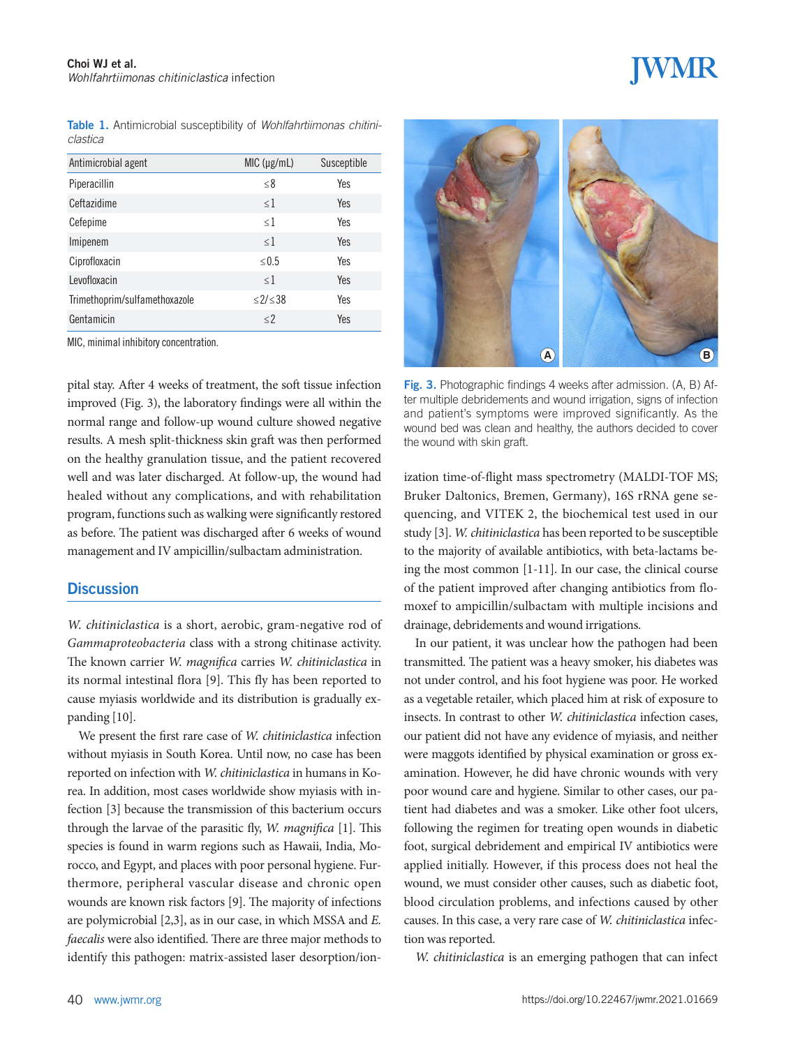**Table 1.** Antimicrobial susceptibility of *Wohlfahrtiimonas chitiniclastica*

| Antimicrobial agent | MIC (μg/mL) | Susceptible |
|---|---|---|
| Piperacillin | ≤8 | Yes |
| Ceftazidime | ≤1 | Yes |
| Cefepime | ≤1 | Yes |
| Imipenem | ≤1 | Yes |
| Ciprofloxacin | ≤0.5 | Yes |
| Levofloxacin | ≤1 | Yes |
| Trimethoprim/sulfamethoxazole | ≤2/≤38 | Yes |
| Gentamicin | ≤2 | Yes |

MIC, minimal inhibitory concentration.

pital stay. After 4 weeks of treatment, the soft tissue infection improved (Fig. 3), the laboratory findings were all within the normal range and follow-up wound culture showed negative results. A mesh split-thickness skin graft was then performed on the healthy granulation tissue, and the patient recovered well and was later discharged. At follow-up, the wound had healed without any complications, and with rehabilitation program, functions such as walking were significantly restored as before. The patient was discharged after 6 weeks of wound management and IV ampicillin/sulbactam administration.

**Fig. 3.** Photographic findings 4 weeks after admission. (A, B) After multiple debridements and wound irrigation, signs of infection and patient's symptoms were improved significantly. As the wound bed was clean and healthy, the authors decided to cover the wound with skin graft.

## Discussion

*W. chitiniclastica* is a short, aerobic, gram-negative rod of *Gammaproteobacteria* class with a strong chitinase activity. The known carrier *W. magnifica* carries *W. chitiniclastica* in its normal intestinal flora [9]. This fly has been reported to cause myiasis worldwide and its distribution is gradually expanding [10].

We present the first rare case of *W. chitiniclastica* infection without myiasis in South Korea. Until now, no case has been reported on infection with *W. chitiniclastica* in humans in Korea. In addition, most cases worldwide show myiasis with infection [3] because the transmission of this bacterium occurs through the larvae of the parasitic fly, *W. magnifica* [1]. This species is found in warm regions such as Hawaii, India, Morocco, and Egypt, and places with poor personal hygiene. Furthermore, peripheral vascular disease and chronic open wounds are known risk factors [9]. The majority of infections are polymicrobial [2,3], as in our case, in which MSSA and *E. faecalis* were also identified. There are three major methods to identify this pathogen: matrix-assisted laser desorption/ionization time-of-flight mass spectrometry (MALDI-TOF MS; Bruker Daltonics, Bremen, Germany), 16S rRNA gene sequencing, and VITEK 2, the biochemical test used in our study [3]. *W. chitiniclastica* has been reported to be susceptible to the majority of available antibiotics, with beta-lactams being the most common [1-11]. In our case, the clinical course of the patient improved after changing antibiotics from flomoxef to ampicillin/sulbactam with multiple incisions and drainage, debridements and wound irrigations.

In our patient, it was unclear how the pathogen had been transmitted. The patient was a heavy smoker, his diabetes was not under control, and his foot hygiene was poor. He worked as a vegetable retailer, which placed him at risk of exposure to insects. In contrast to other *W. chitiniclastica* infection cases, our patient did not have any evidence of myiasis, and neither were maggots identified by physical examination or gross examination. However, he did have chronic wounds with very poor wound care and hygiene. Similar to other cases, our patient had diabetes and was a smoker. Like other foot ulcers, following the regimen for treating open wounds in diabetic foot, surgical debridement and empirical IV antibiotics were applied initially. However, if this process does not heal the wound, we must consider other causes, such as diabetic foot, blood circulation problems, and infections caused by other causes. In this case, a very rare case of *W. chitiniclastica* infection was reported.

*W. chitiniclastica* is an emerging pathogen that can infect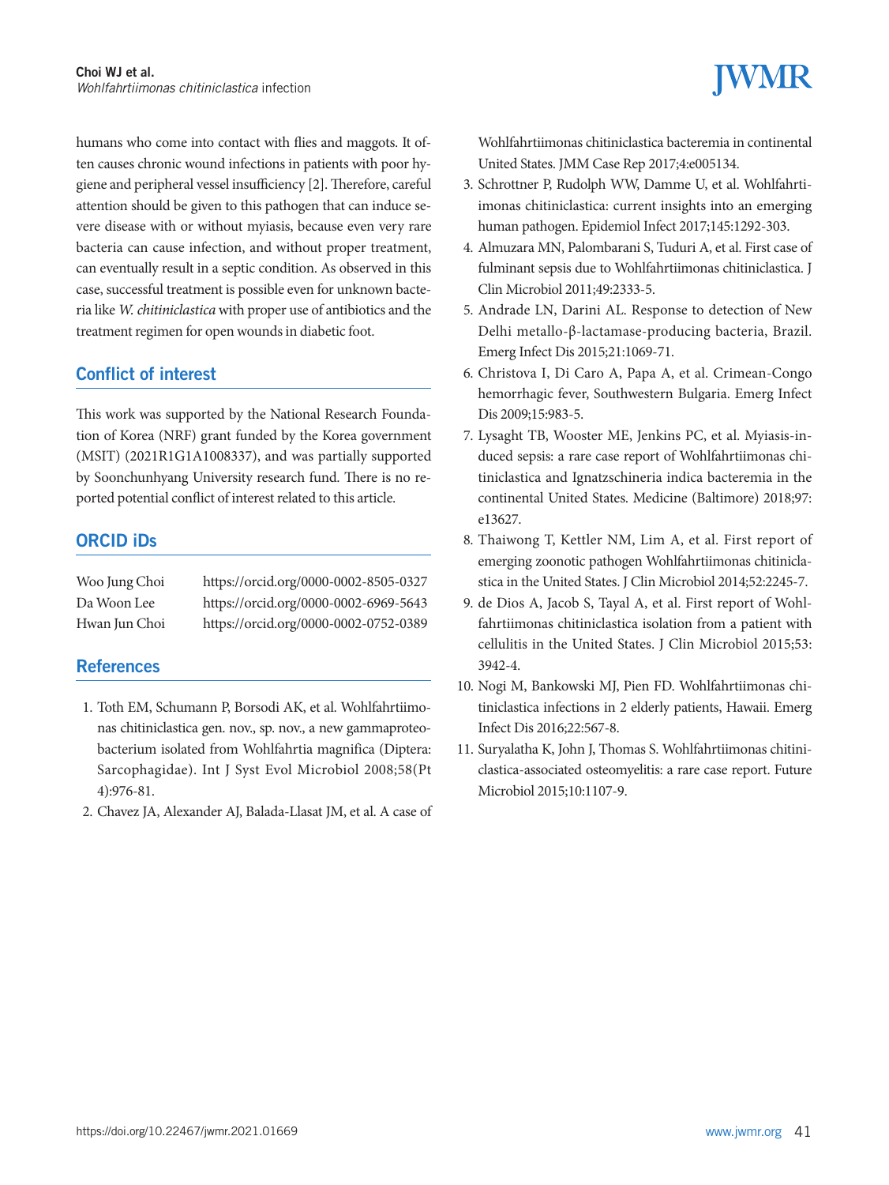humans who come into contact with flies and maggots. It often causes chronic wound infections in patients with poor hygiene and peripheral vessel insufficiency [2]. Therefore, careful attention should be given to this pathogen that can induce severe disease with or without myiasis, because even very rare bacteria can cause infection, and without proper treatment, can eventually result in a septic condition. As observed in this case, successful treatment is possible even for unknown bacteria like *W. chitiniclastica* with proper use of antibiotics and the treatment regimen for open wounds in diabetic foot.

## Conflict of interest

This work was supported by the National Research Foundation of Korea (NRF) grant funded by the Korea government (MSIT) (2021R1G1A1008337), and was partially supported by Soonchunhyang University research fund. There is no reported potential conflict of interest related to this article.

## ORCID iDs

| | |
|---|---|
| Woo Jung Choi | https://orcid.org/0000-0002-8505-0327 |
| Da Woon Lee | https://orcid.org/0000-0002-6969-5643 |
| Hwan Jun Choi | https://orcid.org/0000-0002-0752-0389 |

## References

1. Toth EM, Schumann P, Borsodi AK, et al. Wohlfahrtiimonas chitiniclastica gen. nov., sp. nov., a new gammaproteobacterium isolated from Wohlfahrtia magnifica (Diptera: Sarcophagidae). Int J Syst Evol Microbiol 2008;58(Pt 4):976-81.
2. Chavez JA, Alexander AJ, Balada-Llasat JM, et al. A case of Wohlfahrtiimonas chitiniclastica bacteremia in continental United States. JMM Case Rep 2017;4:e005134.
3. Schrottner P, Rudolph WW, Damme U, et al. Wohlfahrtiimonas chitiniclastica: current insights into an emerging human pathogen. Epidemiol Infect 2017;145:1292-303.
4. Almuzara MN, Palombarani S, Tuduri A, et al. First case of fulminant sepsis due to Wohlfahrtiimonas chitiniclastica. J Clin Microbiol 2011;49:2333-5.
5. Andrade LN, Darini AL. Response to detection of New Delhi metallo-β-lactamase-producing bacteria, Brazil. Emerg Infect Dis 2015;21:1069-71.
6. Christova I, Di Caro A, Papa A, et al. Crimean-Congo hemorrhagic fever, Southwestern Bulgaria. Emerg Infect Dis 2009;15:983-5.
7. Lysaght TB, Wooster ME, Jenkins PC, et al. Myiasis-induced sepsis: a rare case report of Wohlfahrtiimonas chitiniclastica and Ignatzschineria indica bacteremia in the continental United States. Medicine (Baltimore) 2018;97:e13627.
8. Thaiwong T, Kettler NM, Lim A, et al. First report of emerging zoonotic pathogen Wohlfahrtiimonas chitiniclastica in the United States. J Clin Microbiol 2014;52:2245-7.
9. de Dios A, Jacob S, Tayal A, et al. First report of Wohlfahrtiimonas chitiniclastica isolation from a patient with cellulitis in the United States. J Clin Microbiol 2015;53:3942-4.
10. Nogi M, Bankowski MJ, Pien FD. Wohlfahrtiimonas chitiniclastica infections in 2 elderly patients, Hawaii. Emerg Infect Dis 2016;22:567-8.
11. Suryalatha K, John J, Thomas S. Wohlfahrtiimonas chitiniclastica-associated osteomyelitis: a rare case report. Future Microbiol 2015;10:1107-9.